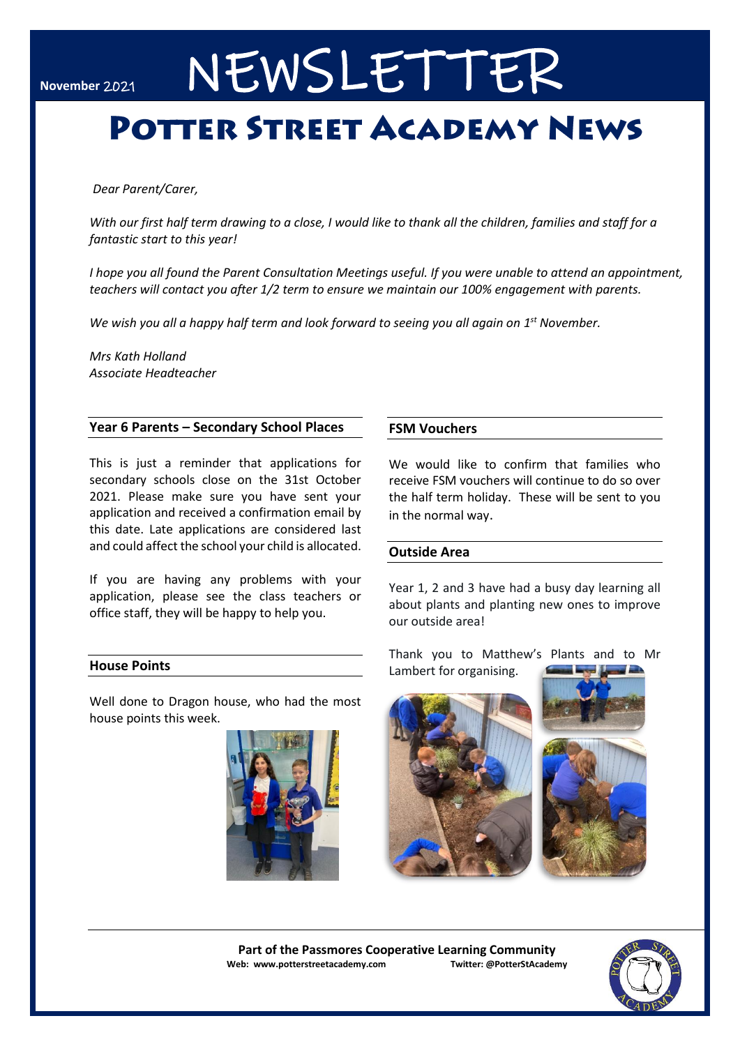November 2021

# NEWSLETTER

# Potter Street Academy News

*Dear Parent/Carer,*

*With our first half term drawing to a close, I would like to thank all the children, families and staff for a fantastic start to this year!*

*I hope you all found the Parent Consultation Meetings useful. If you were unable to attend an appointment, teachers will contact you after 1/2 term to ensure we maintain our 100% engagement with parents.*

*We wish you all a happy half term and look forward to seeing you all again on 1st November.*

*Mrs Kath Holland*
*Associate Headteacher*

## Year 6 Parents – Secondary School Places

This is just a reminder that applications for secondary schools close on the 31st October 2021. Please make sure you have sent your application and received a confirmation email by this date. Late applications are considered last and could affect the school your child is allocated.

If you are having any problems with your application, please see the class teachers or office staff, they will be happy to help you.

## House Points

Well done to Dragon house, who had the most house points this week.

## FSM Vouchers

We would like to confirm that families who receive FSM vouchers will continue to do so over the half term holiday. These will be sent to you in the normal way.

## Outside Area

Year 1, 2 and 3 have had a busy day learning all about plants and planting new ones to improve our outside area!

Thank you to Matthew's Plants and to Mr Lambert for organising.

**Part of the Passmores Cooperative Learning Community**
**Web: www.potterstreetacademy.com** **Twitter: @PotterStAcademy**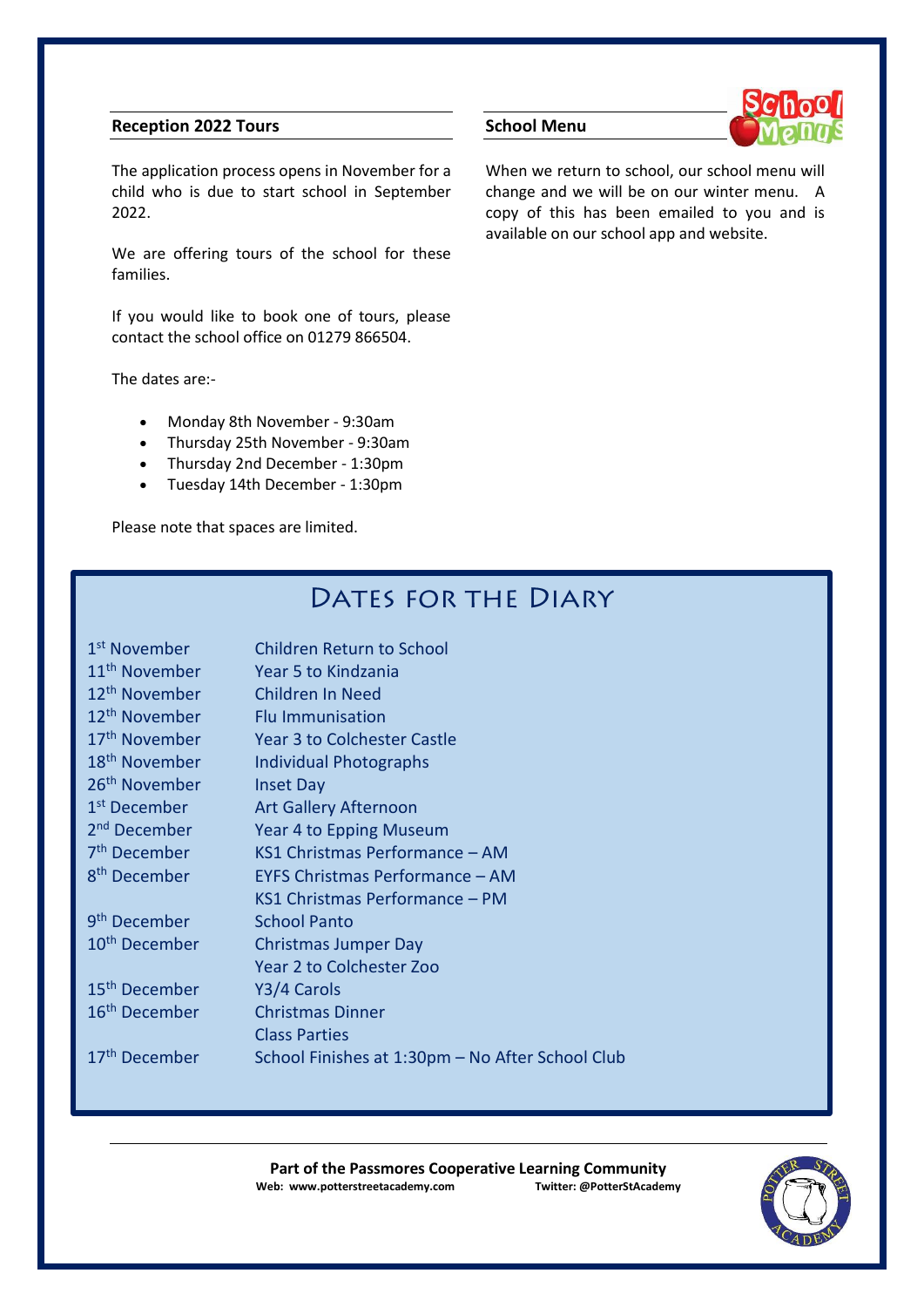## Reception 2022 Tours

The application process opens in November for a child who is due to start school in September 2022.

We are offering tours of the school for these families.

If you would like to book one of tours, please contact the school office on 01279 866504.

The dates are:-

- Monday 8th November - 9:30am
- Thursday 25th November - 9:30am
- Thursday 2nd December - 1:30pm
- Tuesday 14th December - 1:30pm

Please note that spaces are limited.

## School Menu

When we return to school, our school menu will change and we will be on our winter menu. A copy of this has been emailed to you and is available on our school app and website.

## Dates for the Diary

| | |
|---|---|
| 1st November | Children Return to School |
| 11th November | Year 5 to Kindzania |
| 12th November | Children In Need |
| 12th November | Flu Immunisation |
| 17th November | Year 3 to Colchester Castle |
| 18th November | Individual Photographs |
| 26th November | Inset Day |
| 1st December | Art Gallery Afternoon |
| 2nd December | Year 4 to Epping Museum |
| 7th December | KS1 Christmas Performance – AM |
| 8th December | EYFS Christmas Performance – AM |
| | KS1 Christmas Performance – PM |
| 9th December | School Panto |
| 10th December | Christmas Jumper Day |
| | Year 2 to Colchester Zoo |
| 15th December | Y3/4 Carols |
| 16th December | Christmas Dinner |
| | Class Parties |
| 17th December | School Finishes at 1:30pm – No After School Club |

**Part of the Passmores Cooperative Learning Community**

**Web: www.potterstreetacademy.com** **Twitter: @PotterStAcademy**